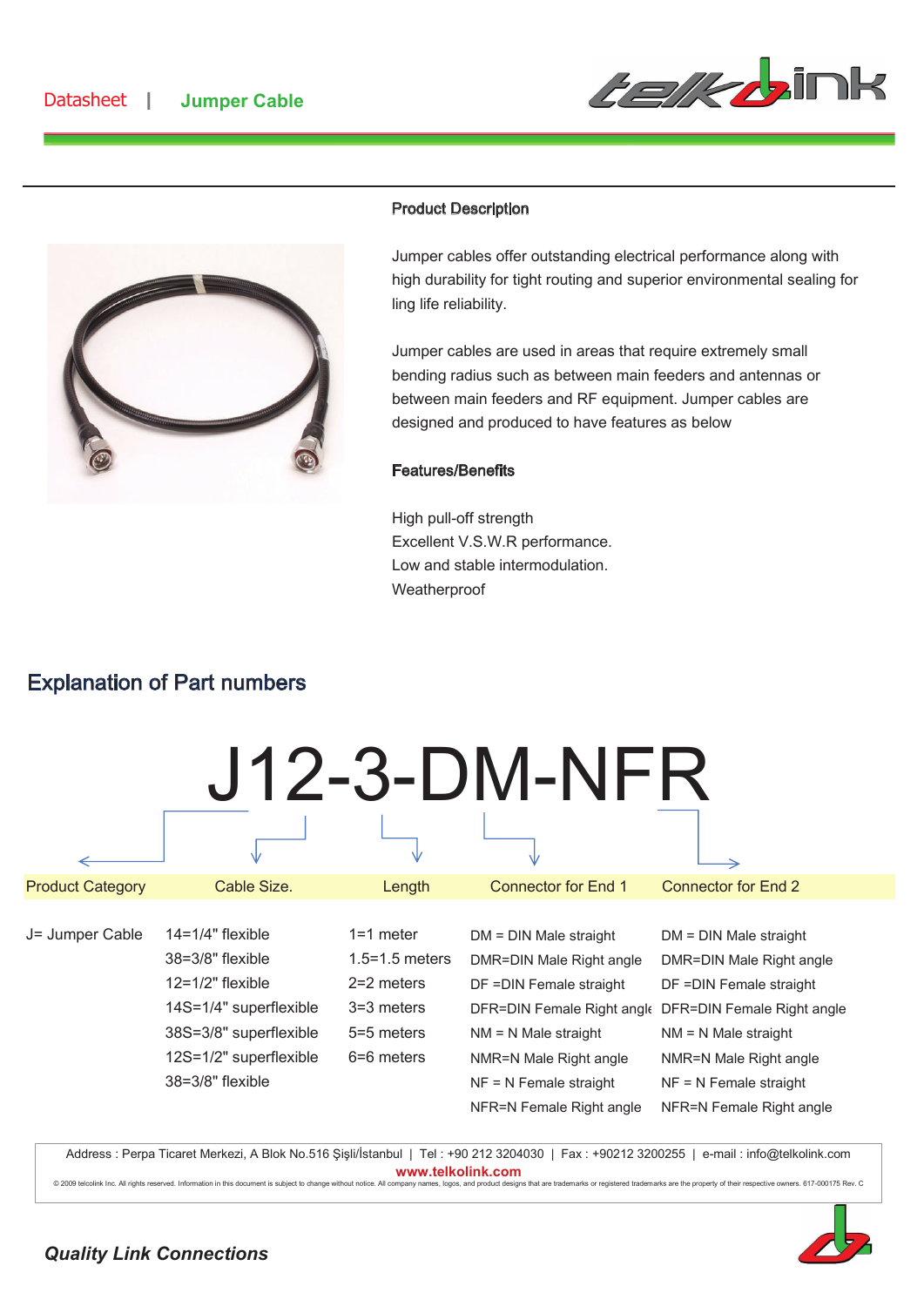Datasheet | Jumper Cable

## Product Description

Jumper cables offer outstanding electrical performance along with high durability for tight routing and superior environmental sealing for ling life reliability.

Jumper cables are used in areas that require extremely small bending radius such as between main feeders and antennas or between main feeders and RF equipment. Jumper cables are designed and produced to have features as below

## Features/Benefits

High pull-off strength
Excellent V.S.W.R performance.
Low and stable intermodulation.
Weatherproof

## Explanation of Part numbers

# J12-3-DM-NFR

| Product Category | Cable Size. | Length | Connector for End 1 | Connector for End 2 |
|---|---|---|---|---|
| J= Jumper Cable | 14=1/4" flexible | 1=1 meter | DM = DIN Male straight | DM = DIN Male straight |
| | 38=3/8" flexible | 1.5=1.5 meters | DMR=DIN Male Right angle | DMR=DIN Male Right angle |
| | 12=1/2" flexible | 2=2 meters | DF =DIN Female straight | DF =DIN Female straight |
| | 14S=1/4" superflexible | 3=3 meters | DFR=DIN Female Right angle | DFR=DIN Female Right angle |
| | 38S=3/8" superflexible | 5=5 meters | NM = N Male straight | NM = N Male straight |
| | 12S=1/2" superflexible | 6=6 meters | NMR=N Male Right angle | NMR=N Male Right angle |
| | 38=3/8" flexible | | NF = N Female straight | NF = N Female straight |
| | | | NFR=N Female Right angle | NFR=N Female Right angle |

Address : Perpa Ticaret Merkezi, A Blok No.516 Şişli/İstanbul | Tel : +90 212 3204030 | Fax : +90212 3200255 | e-mail : info@telkolink.com
www.telkolink.com
© 2009 telcolink Inc. All rights reserved. Information in this document is subject to change without notice. All company names, logos, and product designs that are trademarks or registered trademarks are the property of their respective owners. 617-000175 Rev. C

***Quality Link Connections***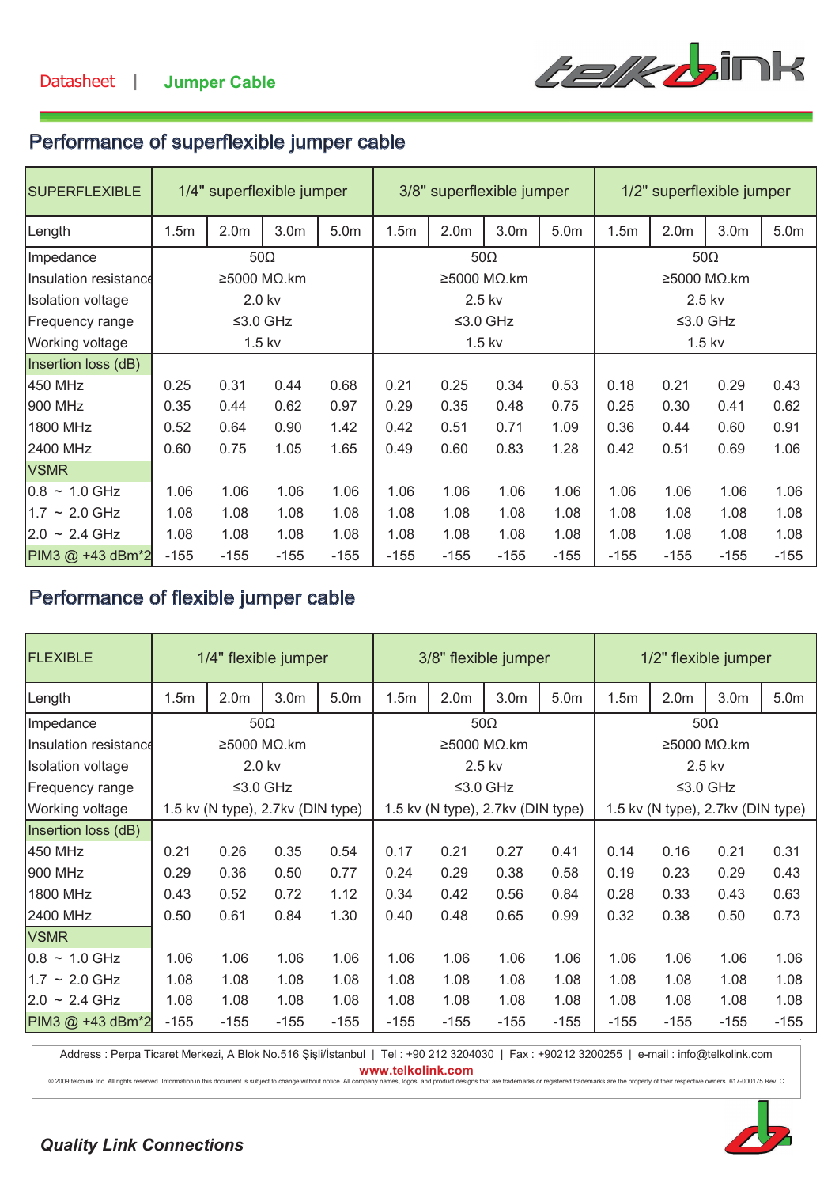## Performance of superflexible jumper cable

| SUPERFLEXIBLE | 1/4" superflexible jumper | | | | 3/8" superflexible jumper | | | | 1/2" superflexible jumper | | | |
|---|---|---|---|---|---|---|---|---|---|---|---|---|
| Length | 1.5m | 2.0m | 3.0m | 5.0m | 1.5m | 2.0m | 3.0m | 5.0m | 1.5m | 2.0m | 3.0m | 5.0m |
| Impedance | 50Ω | | | | 50Ω | | | | 50Ω | | | |
| Insulation resistance | ≥5000 MΩ.km | | | | ≥5000 MΩ.km | | | | ≥5000 MΩ.km | | | |
| Isolation voltage | 2.0 kv | | | | 2.5 kv | | | | 2.5 kv | | | |
| Frequency range | ≤3.0 GHz | | | | ≤3.0 GHz | | | | ≤3.0 GHz | | | |
| Working voltage | 1.5 kv | | | | 1.5 kv | | | | 1.5 kv | | | |
| Insertion loss (dB) | | | | | | | | | | | | |
| 450 MHz | 0.25 | 0.31 | 0.44 | 0.68 | 0.21 | 0.25 | 0.34 | 0.53 | 0.18 | 0.21 | 0.29 | 0.43 |
| 900 MHz | 0.35 | 0.44 | 0.62 | 0.97 | 0.29 | 0.35 | 0.48 | 0.75 | 0.25 | 0.30 | 0.41 | 0.62 |
| 1800 MHz | 0.52 | 0.64 | 0.90 | 1.42 | 0.42 | 0.51 | 0.71 | 1.09 | 0.36 | 0.44 | 0.60 | 0.91 |
| 2400 MHz | 0.60 | 0.75 | 1.05 | 1.65 | 0.49 | 0.60 | 0.83 | 1.28 | 0.42 | 0.51 | 0.69 | 1.06 |
| VSMR | | | | | | | | | | | | |
| 0.8 ~ 1.0 GHz | 1.06 | 1.06 | 1.06 | 1.06 | 1.06 | 1.06 | 1.06 | 1.06 | 1.06 | 1.06 | 1.06 | 1.06 |
| 1.7 ~ 2.0 GHz | 1.08 | 1.08 | 1.08 | 1.08 | 1.08 | 1.08 | 1.08 | 1.08 | 1.08 | 1.08 | 1.08 | 1.08 |
| 2.0 ~ 2.4 GHz | 1.08 | 1.08 | 1.08 | 1.08 | 1.08 | 1.08 | 1.08 | 1.08 | 1.08 | 1.08 | 1.08 | 1.08 |
| PIM3 @ +43 dBm*2 | -155 | -155 | -155 | -155 | -155 | -155 | -155 | -155 | -155 | -155 | -155 | -155 |

## Performance of flexible jumper cable

| FLEXIBLE | 1/4" flexible jumper | | | | 3/8" flexible jumper | | | | 1/2" flexible jumper | | | |
|---|---|---|---|---|---|---|---|---|---|---|---|---|
| Length | 1.5m | 2.0m | 3.0m | 5.0m | 1.5m | 2.0m | 3.0m | 5.0m | 1.5m | 2.0m | 3.0m | 5.0m |
| Impedance | 50Ω | | | | 50Ω | | | | 50Ω | | | |
| Insulation resistance | ≥5000 MΩ.km | | | | ≥5000 MΩ.km | | | | ≥5000 MΩ.km | | | |
| Isolation voltage | 2.0 kv | | | | 2.5 kv | | | | 2.5 kv | | | |
| Frequency range | ≤3.0 GHz | | | | ≤3.0 GHz | | | | ≤3.0 GHz | | | |
| Working voltage | 1.5 kv (N type), 2.7kv (DIN type) | | | | 1.5 kv (N type), 2.7kv (DIN type) | | | | 1.5 kv (N type), 2.7kv (DIN type) | | | |
| Insertion loss (dB) | | | | | | | | | | | | |
| 450 MHz | 0.21 | 0.26 | 0.35 | 0.54 | 0.17 | 0.21 | 0.27 | 0.41 | 0.14 | 0.16 | 0.21 | 0.31 |
| 900 MHz | 0.29 | 0.36 | 0.50 | 0.77 | 0.24 | 0.29 | 0.38 | 0.58 | 0.19 | 0.23 | 0.29 | 0.43 |
| 1800 MHz | 0.43 | 0.52 | 0.72 | 1.12 | 0.34 | 0.42 | 0.56 | 0.84 | 0.28 | 0.33 | 0.43 | 0.63 |
| 2400 MHz | 0.50 | 0.61 | 0.84 | 1.30 | 0.40 | 0.48 | 0.65 | 0.99 | 0.32 | 0.38 | 0.50 | 0.73 |
| VSMR | | | | | | | | | | | | |
| 0.8 ~ 1.0 GHz | 1.06 | 1.06 | 1.06 | 1.06 | 1.06 | 1.06 | 1.06 | 1.06 | 1.06 | 1.06 | 1.06 | 1.06 |
| 1.7 ~ 2.0 GHz | 1.08 | 1.08 | 1.08 | 1.08 | 1.08 | 1.08 | 1.08 | 1.08 | 1.08 | 1.08 | 1.08 | 1.08 |
| 2.0 ~ 2.4 GHz | 1.08 | 1.08 | 1.08 | 1.08 | 1.08 | 1.08 | 1.08 | 1.08 | 1.08 | 1.08 | 1.08 | 1.08 |
| PIM3 @ +43 dBm*2 | -155 | -155 | -155 | -155 | -155 | -155 | -155 | -155 | -155 | -155 | -155 | -155 |